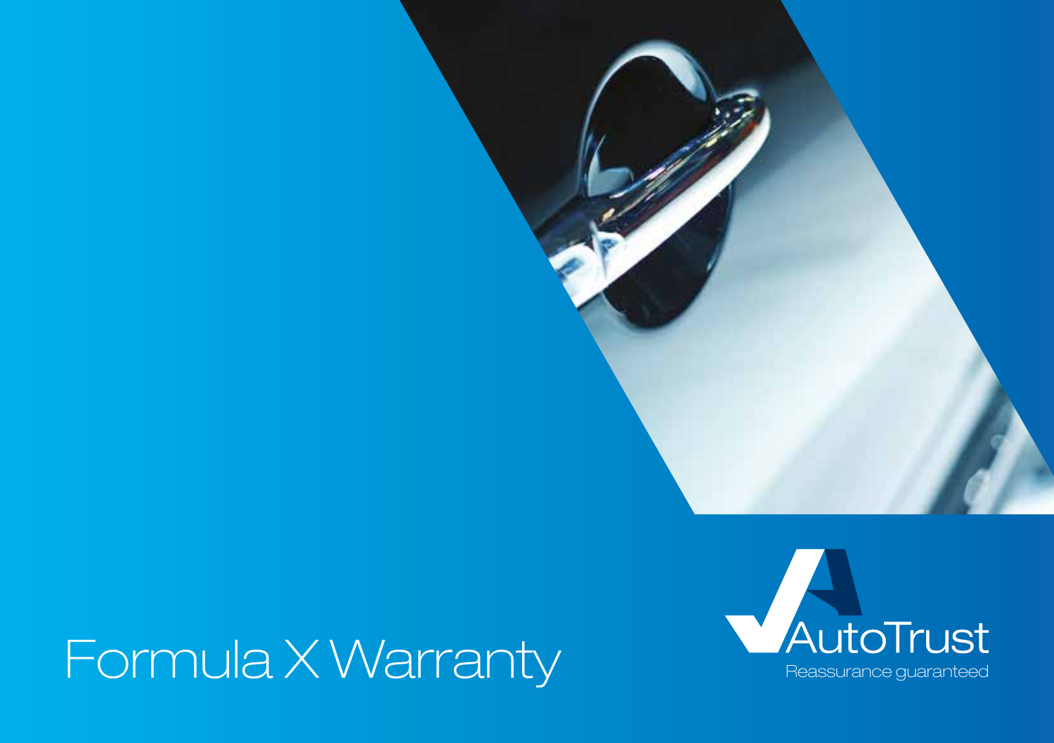# Formula X Warranty

AutoTrust

Reassurance guaranteed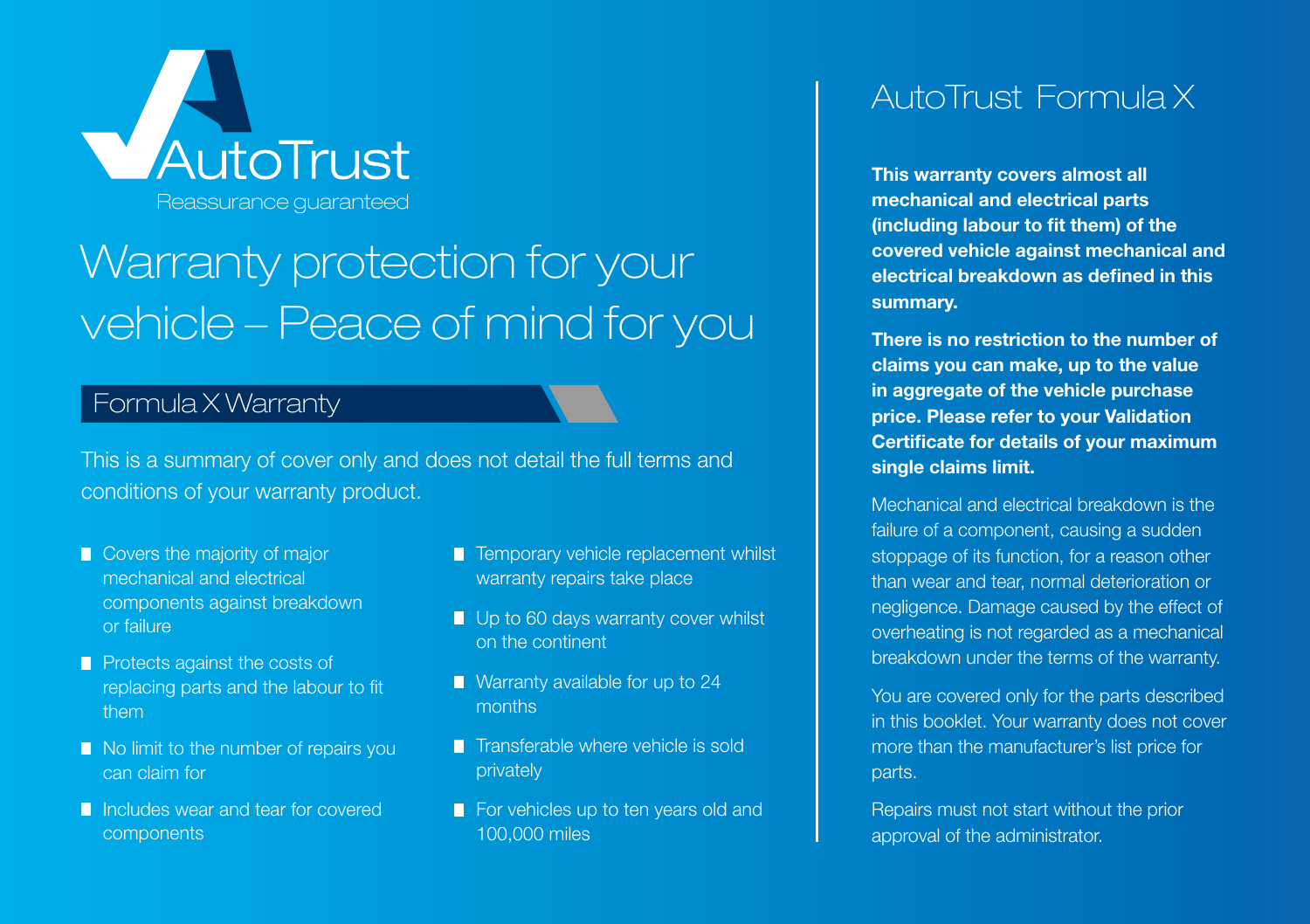AutoTrust

Reassurance guaranteed

# Warranty protection for your vehicle – Peace of mind for you

## Formula X Warranty

This is a summary of cover only and does not detail the full terms and conditions of your warranty product.

- Covers the majority of major mechanical and electrical components against breakdown or failure
- Protects against the costs of replacing parts and the labour to fit them
- No limit to the number of repairs you can claim for
- Includes wear and tear for covered components
- Temporary vehicle replacement whilst warranty repairs take place
- Up to 60 days warranty cover whilst on the continent
- Warranty available for up to 24 months
- Transferable where vehicle is sold privately
- For vehicles up to ten years old and 100,000 miles

## AutoTrust Formula X

**This warranty covers almost all mechanical and electrical parts (including labour to fit them) of the covered vehicle against mechanical and electrical breakdown as defined in this summary.**

**There is no restriction to the number of claims you can make, up to the value in aggregate of the vehicle purchase price. Please refer to your Validation Certificate for details of your maximum single claims limit.**

Mechanical and electrical breakdown is the failure of a component, causing a sudden stoppage of its function, for a reason other than wear and tear, normal deterioration or negligence. Damage caused by the effect of overheating is not regarded as a mechanical breakdown under the terms of the warranty.

You are covered only for the parts described in this booklet. Your warranty does not cover more than the manufacturer's list price for parts.

Repairs must not start without the prior approval of the administrator.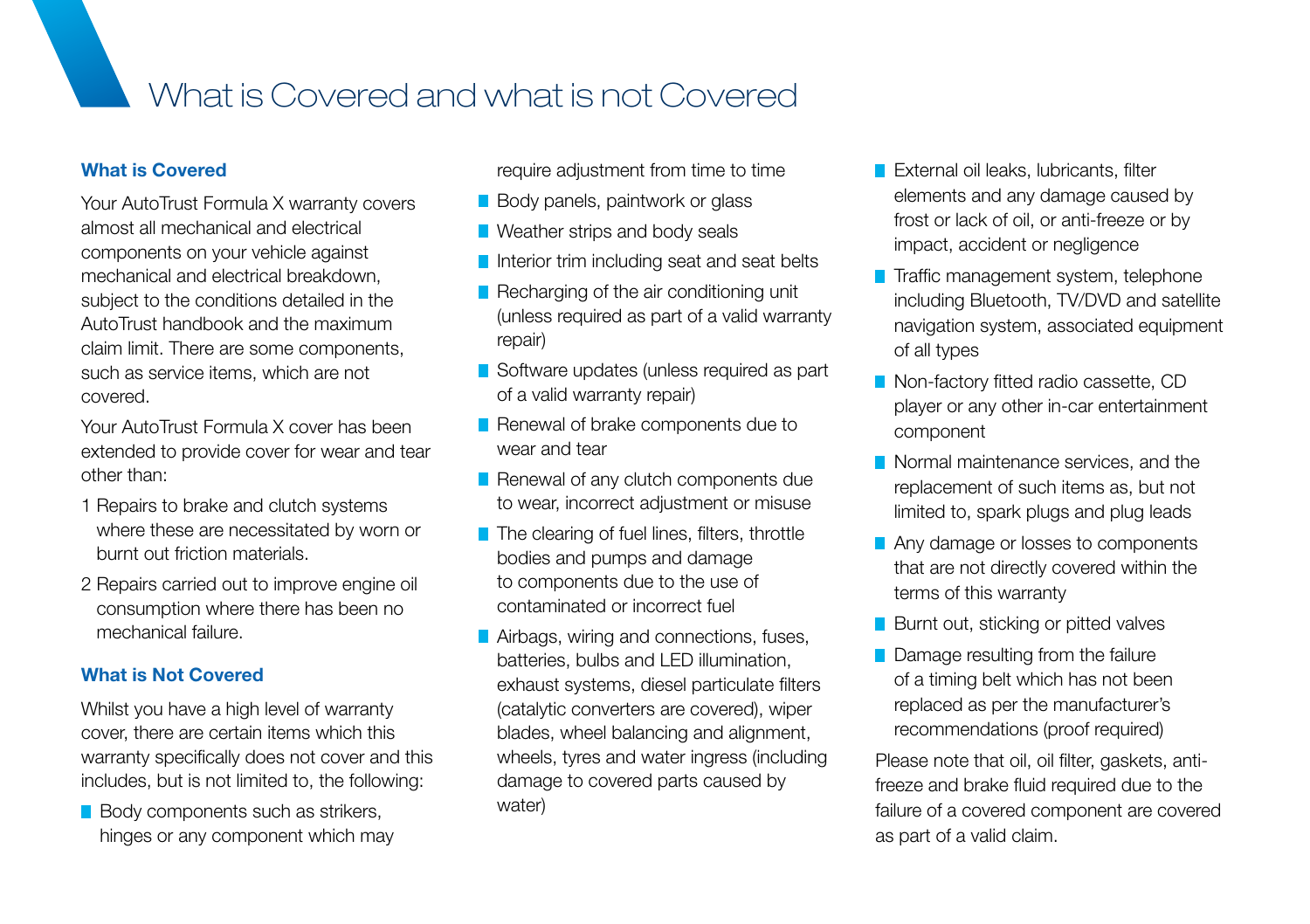# What is Covered and what is not Covered

## What is Covered

Your AutoTrust Formula X warranty covers almost all mechanical and electrical components on your vehicle against mechanical and electrical breakdown, subject to the conditions detailed in the AutoTrust handbook and the maximum claim limit. There are some components, such as service items, which are not covered.

Your AutoTrust Formula X cover has been extended to provide cover for wear and tear other than:

1. Repairs to brake and clutch systems where these are necessitated by worn or burnt out friction materials.
2. Repairs carried out to improve engine oil consumption where there has been no mechanical failure.

## What is Not Covered

Whilst you have a high level of warranty cover, there are certain items which this warranty specifically does not cover and this includes, but is not limited to, the following:

- Body components such as strikers, hinges or any component which may require adjustment from time to time
- Body panels, paintwork or glass
- Weather strips and body seals
- Interior trim including seat and seat belts
- Recharging of the air conditioning unit (unless required as part of a valid warranty repair)
- Software updates (unless required as part of a valid warranty repair)
- Renewal of brake components due to wear and tear
- Renewal of any clutch components due to wear, incorrect adjustment or misuse
- The clearing of fuel lines, filters, throttle bodies and pumps and damage to components due to the use of contaminated or incorrect fuel
- Airbags, wiring and connections, fuses, batteries, bulbs and LED illumination, exhaust systems, diesel particulate filters (catalytic converters are covered), wiper blades, wheel balancing and alignment, wheels, tyres and water ingress (including damage to covered parts caused by water)
- External oil leaks, lubricants, filter elements and any damage caused by frost or lack of oil, or anti-freeze or by impact, accident or negligence
- Traffic management system, telephone including Bluetooth, TV/DVD and satellite navigation system, associated equipment of all types
- Non-factory fitted radio cassette, CD player or any other in-car entertainment component
- Normal maintenance services, and the replacement of such items as, but not limited to, spark plugs and plug leads
- Any damage or losses to components that are not directly covered within the terms of this warranty
- Burnt out, sticking or pitted valves
- Damage resulting from the failure of a timing belt which has not been replaced as per the manufacturer's recommendations (proof required)

Please note that oil, oil filter, gaskets, anti-freeze and brake fluid required due to the failure of a covered component are covered as part of a valid claim.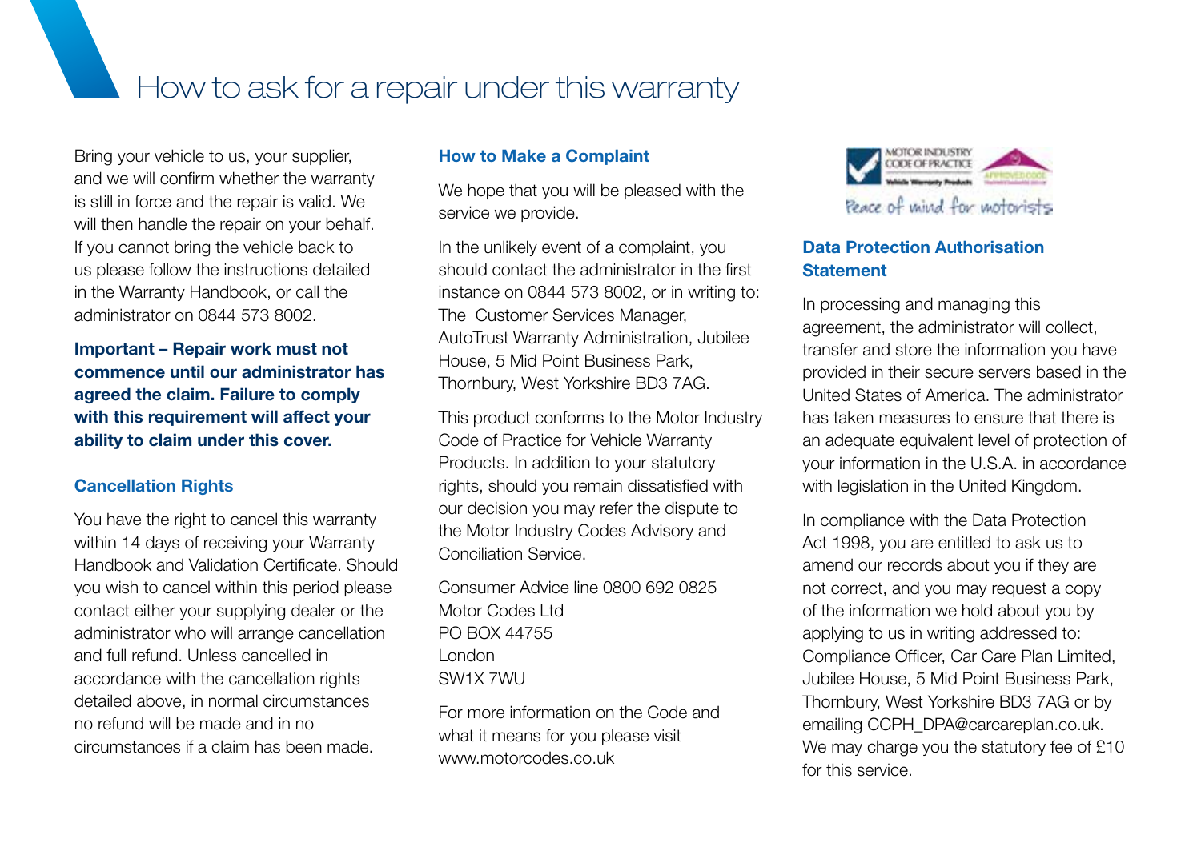# How to ask for a repair under this warranty

Bring your vehicle to us, your supplier, and we will confirm whether the warranty is still in force and the repair is valid. We will then handle the repair on your behalf. If you cannot bring the vehicle back to us please follow the instructions detailed in the Warranty Handbook, or call the administrator on 0844 573 8002.

**Important – Repair work must not commence until our administrator has agreed the claim. Failure to comply with this requirement will affect your ability to claim under this cover.**

### Cancellation Rights

You have the right to cancel this warranty within 14 days of receiving your Warranty Handbook and Validation Certificate. Should you wish to cancel within this period please contact either your supplying dealer or the administrator who will arrange cancellation and full refund. Unless cancelled in accordance with the cancellation rights detailed above, in normal circumstances no refund will be made and in no circumstances if a claim has been made.

### How to Make a Complaint

We hope that you will be pleased with the service we provide.

In the unlikely event of a complaint, you should contact the administrator in the first instance on 0844 573 8002, or in writing to: The Customer Services Manager, AutoTrust Warranty Administration, Jubilee House, 5 Mid Point Business Park, Thornbury, West Yorkshire BD3 7AG.

This product conforms to the Motor Industry Code of Practice for Vehicle Warranty Products. In addition to your statutory rights, should you remain dissatisfied with our decision you may refer the dispute to the Motor Industry Codes Advisory and Conciliation Service.

Consumer Advice line 0800 692 0825
Motor Codes Ltd
PO BOX 44755
London
SW1X 7WU

For more information on the Code and what it means for you please visit www.motorcodes.co.uk

MOTOR INDUSTRY CODE OF PRACTICE Vehicle Warranty Products

APPROVED CODE

Peace of mind for motorists

### Data Protection Authorisation Statement

In processing and managing this agreement, the administrator will collect, transfer and store the information you have provided in their secure servers based in the United States of America. The administrator has taken measures to ensure that there is an adequate equivalent level of protection of your information in the U.S.A. in accordance with legislation in the United Kingdom.

In compliance with the Data Protection Act 1998, you are entitled to ask us to amend our records about you if they are not correct, and you may request a copy of the information we hold about you by applying to us in writing addressed to: Compliance Officer, Car Care Plan Limited, Jubilee House, 5 Mid Point Business Park, Thornbury, West Yorkshire BD3 7AG or by emailing CCPH_DPA@carcareplan.co.uk. We may charge you the statutory fee of £10 for this service.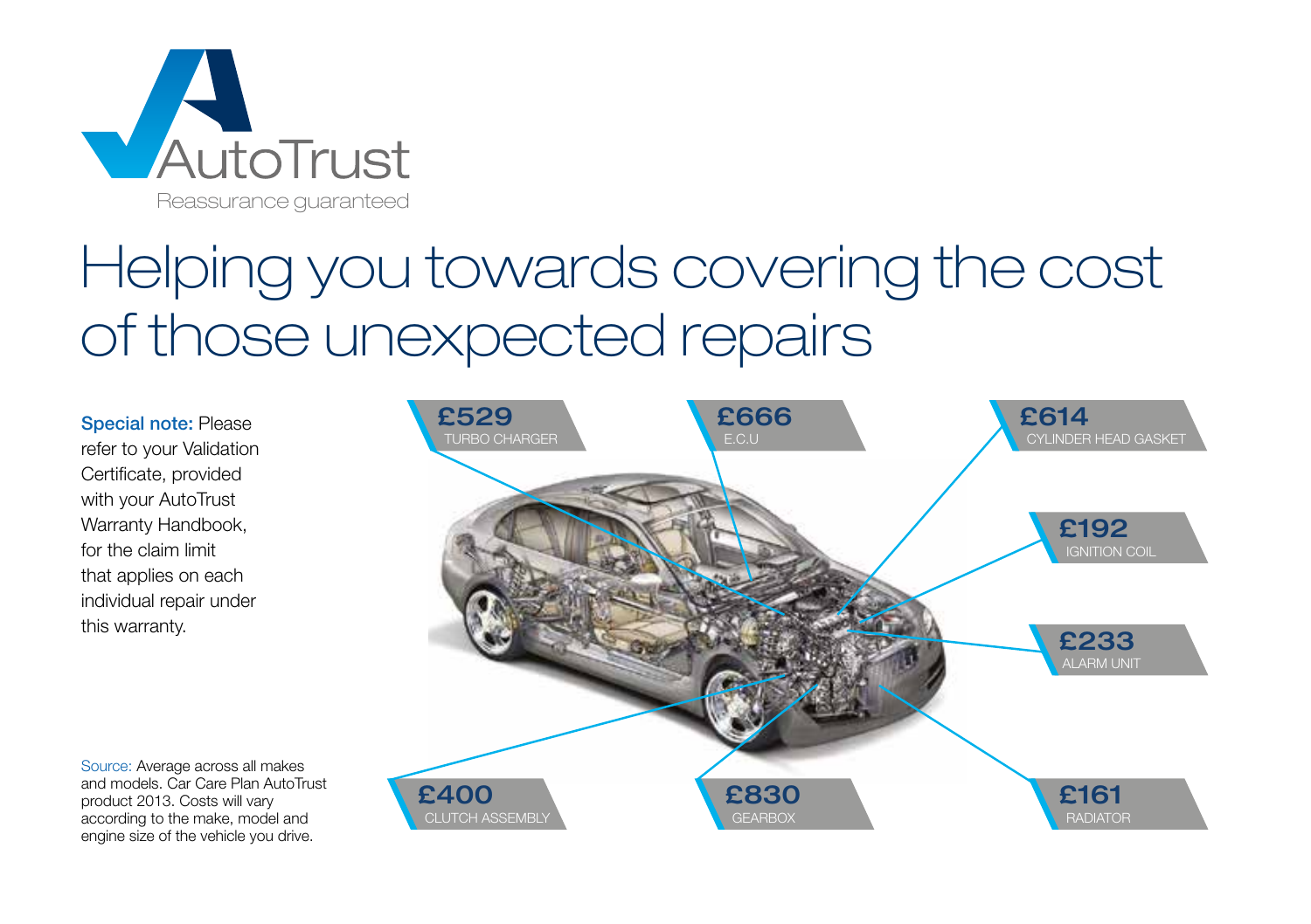AutoTrust

Reassurance guaranteed

# Helping you towards covering the cost of those unexpected repairs

**Special note:** Please refer to your Validation Certificate, provided with your AutoTrust Warranty Handbook, for the claim limit that applies on each individual repair under this warranty.

**£529** TURBO CHARGER

**£666** E.C.U

**£614** CYLINDER HEAD GASKET

**£192** IGNITION COIL

**£233** ALARM UNIT

**£400** CLUTCH ASSEMBLY

**£830** GEARBOX

**£161** RADIATOR

Source: Average across all makes and models. Car Care Plan AutoTrust product 2013. Costs will vary according to the make, model and engine size of the vehicle you drive.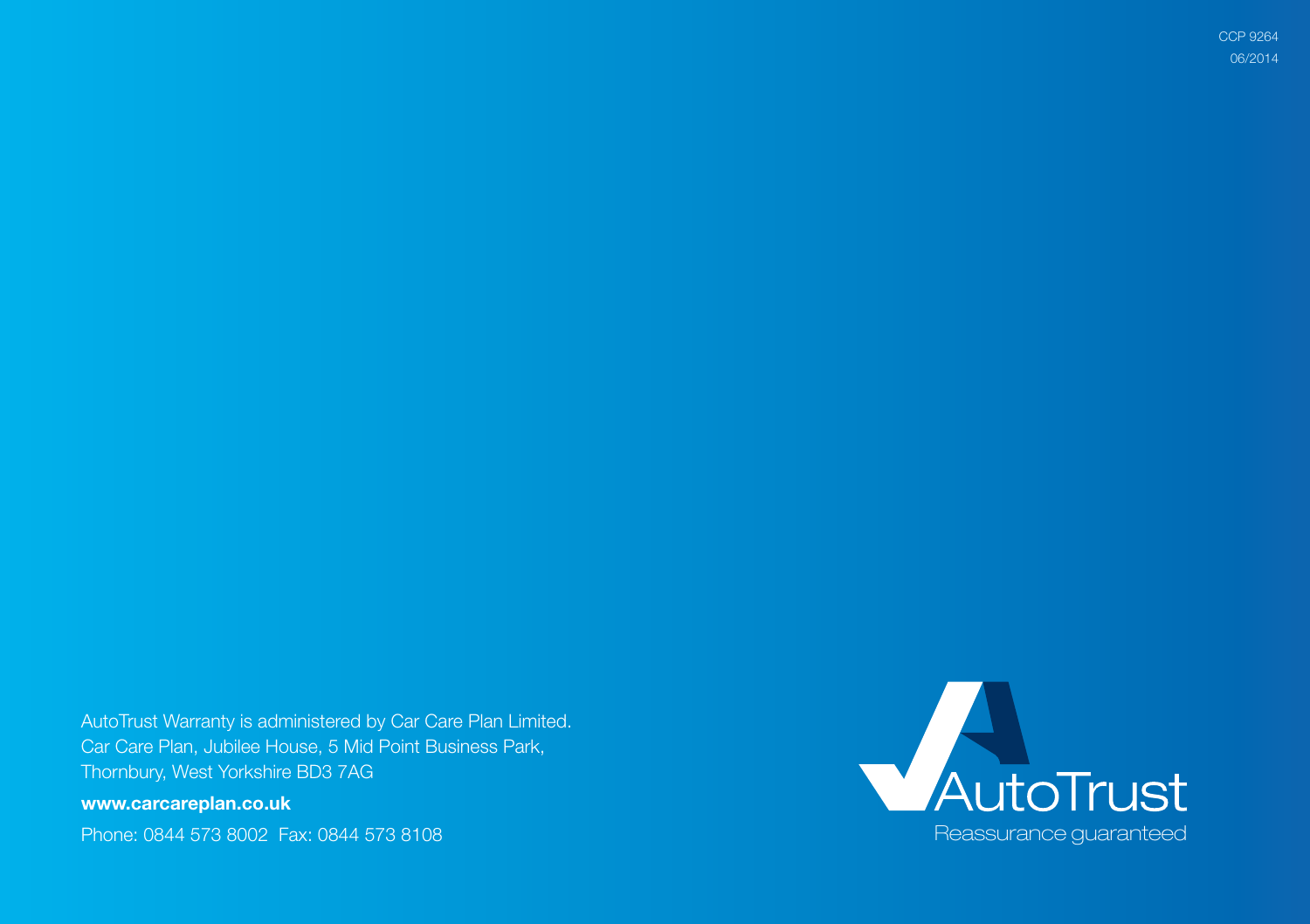CCP 9264
06/2014

AutoTrust Warranty is administered by Car Care Plan Limited.
Car Care Plan, Jubilee House, 5 Mid Point Business Park,
Thornbury, West Yorkshire BD3 7AG

**www.carcareplan.co.uk**

Phone: 0844 573 8002 Fax: 0844 573 8108

AutoTrust
Reassurance guaranteed